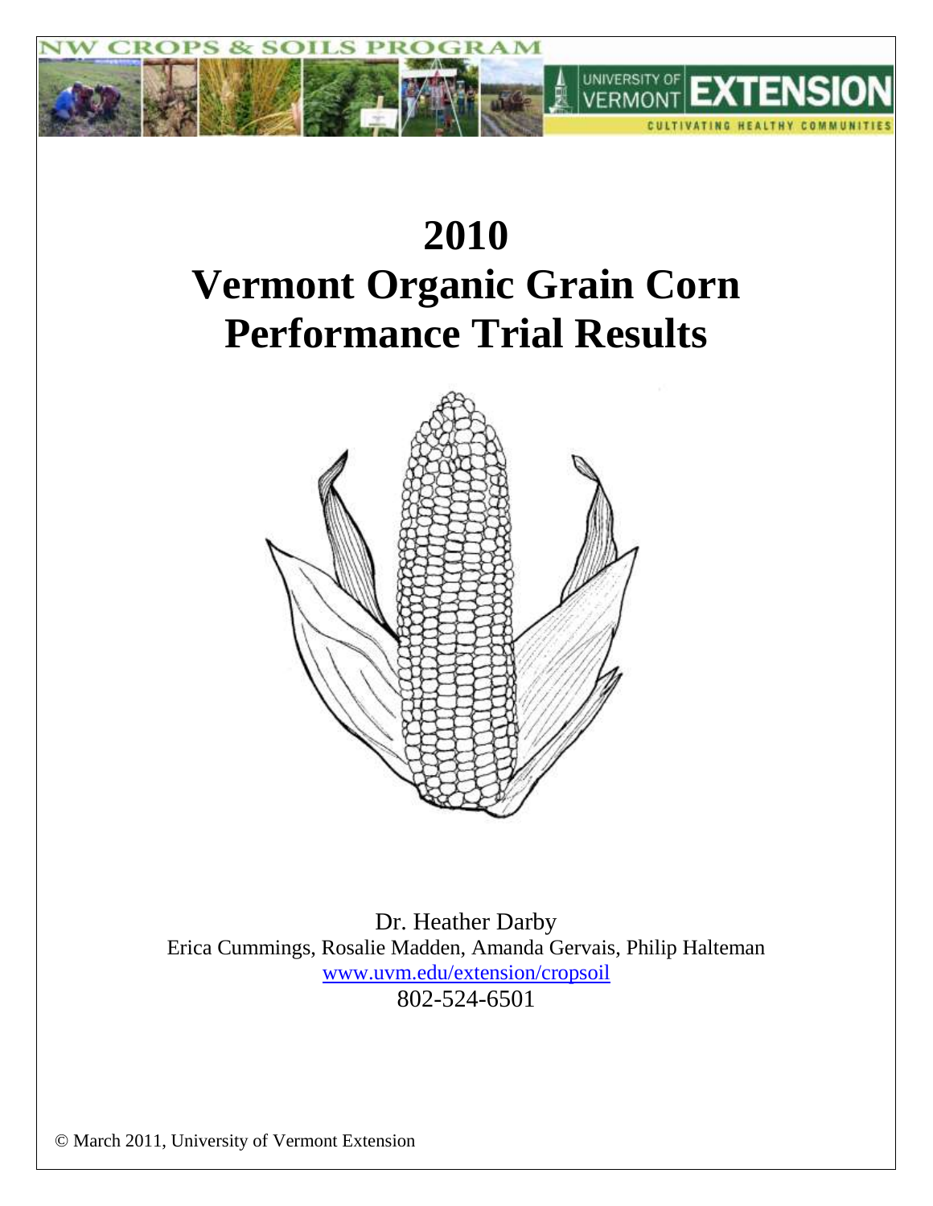# 2010 Vermont Organic Grain Corn Performance Trial Results

Dr. Heather Darby

Erica Cummings, Rosalie Madden, Amanda Gervais, Philip Halteman

www.uvm.edu/extension/cropsoil

802-524-6501

© March 2011, University of Vermont Extension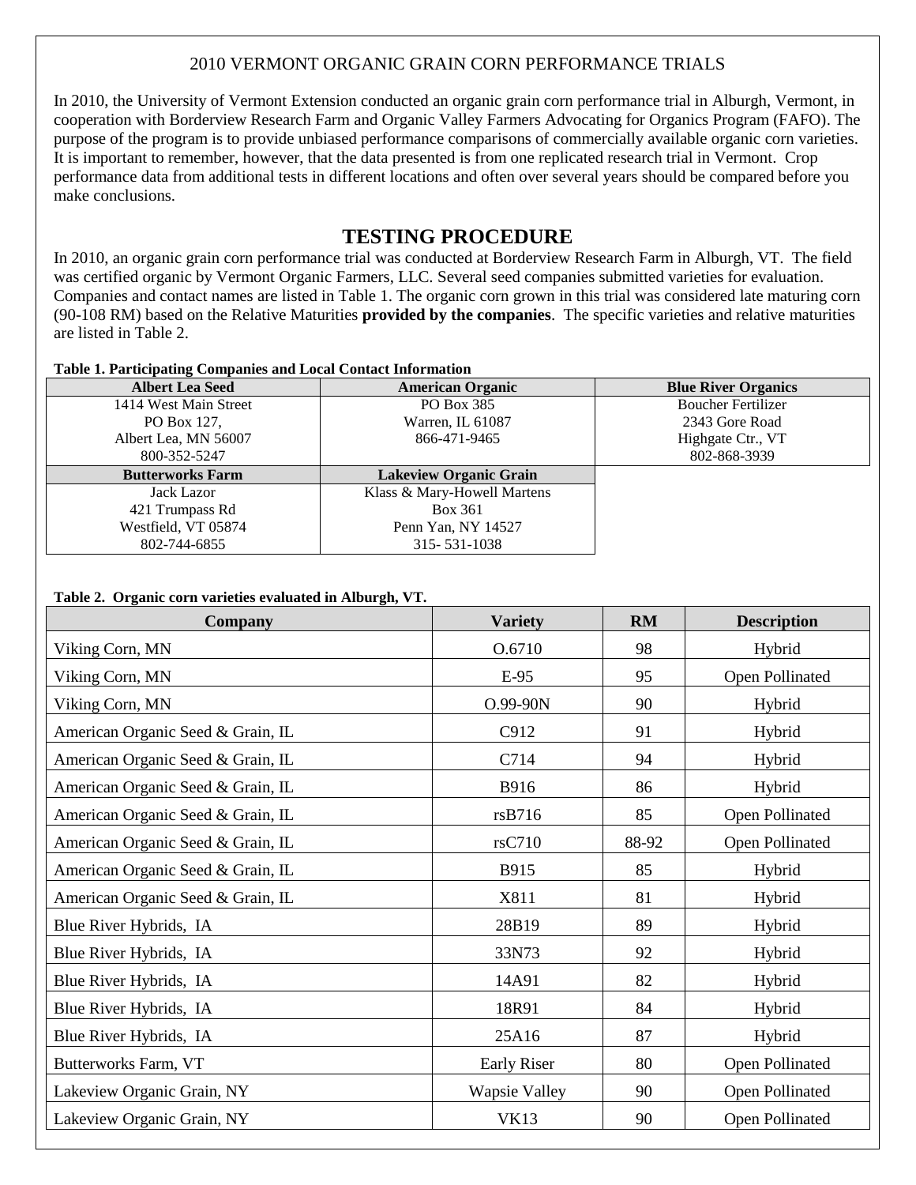2010 VERMONT ORGANIC GRAIN CORN PERFORMANCE TRIALS

In 2010, the University of Vermont Extension conducted an organic grain corn performance trial in Alburgh, Vermont, in cooperation with Borderview Research Farm and Organic Valley Farmers Advocating for Organics Program (FAFO). The purpose of the program is to provide unbiased performance comparisons of commercially available organic corn varieties. It is important to remember, however, that the data presented is from one replicated research trial in Vermont. Crop performance data from additional tests in different locations and often over several years should be compared before you make conclusions.

## TESTING PROCEDURE

In 2010, an organic grain corn performance trial was conducted at Borderview Research Farm in Alburgh, VT. The field was certified organic by Vermont Organic Farmers, LLC. Several seed companies submitted varieties for evaluation. Companies and contact names are listed in Table 1. The organic corn grown in this trial was considered late maturing corn (90-108 RM) based on the Relative Maturities **provided by the companies**. The specific varieties and relative maturities are listed in Table 2.

**Table 1. Participating Companies and Local Contact Information**

| Albert Lea Seed | American Organic | Blue River Organics |
|---|---|---|
| 1414 West Main Street<br>PO Box 127,<br>Albert Lea, MN 56007<br>800-352-5247 | PO Box 385<br>Warren, IL 61087<br>866-471-9465 | Boucher Fertilizer<br>2343 Gore Road<br>Highgate Ctr., VT<br>802-868-3939 |
| **Butterworks Farm** | **Lakeview Organic Grain** | |
| Jack Lazor<br>421 Trumpass Rd<br>Westfield, VT 05874<br>802-744-6855 | Klass & Mary-Howell Martens<br>Box 361<br>Penn Yan, NY 14527<br>315- 531-1038 | |

**Table 2. Organic corn varieties evaluated in Alburgh, VT.**

| Company | Variety | RM | Description |
|---|---|---|---|
| Viking Corn, MN | O.6710 | 98 | Hybrid |
| Viking Corn, MN | E-95 | 95 | Open Pollinated |
| Viking Corn, MN | O.99-90N | 90 | Hybrid |
| American Organic Seed & Grain, IL | C912 | 91 | Hybrid |
| American Organic Seed & Grain, IL | C714 | 94 | Hybrid |
| American Organic Seed & Grain, IL | B916 | 86 | Hybrid |
| American Organic Seed & Grain, IL | rsB716 | 85 | Open Pollinated |
| American Organic Seed & Grain, IL | rsC710 | 88-92 | Open Pollinated |
| American Organic Seed & Grain, IL | B915 | 85 | Hybrid |
| American Organic Seed & Grain, IL | X811 | 81 | Hybrid |
| Blue River Hybrids, IA | 28B19 | 89 | Hybrid |
| Blue River Hybrids, IA | 33N73 | 92 | Hybrid |
| Blue River Hybrids, IA | 14A91 | 82 | Hybrid |
| Blue River Hybrids, IA | 18R91 | 84 | Hybrid |
| Blue River Hybrids, IA | 25A16 | 87 | Hybrid |
| Butterworks Farm, VT | Early Riser | 80 | Open Pollinated |
| Lakeview Organic Grain, NY | Wapsie Valley | 90 | Open Pollinated |
| Lakeview Organic Grain, NY | VK13 | 90 | Open Pollinated |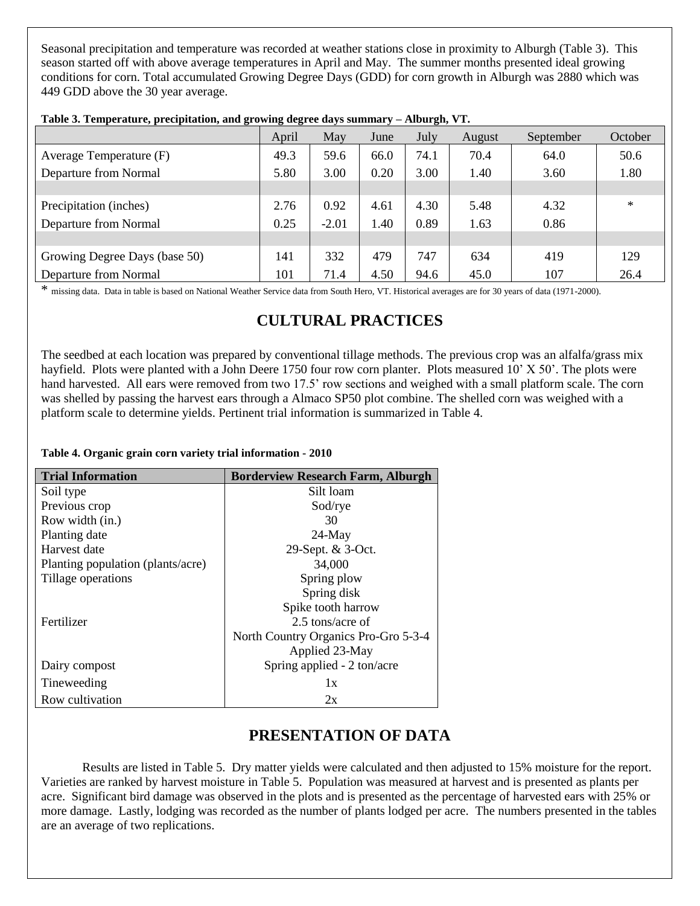Seasonal precipitation and temperature was recorded at weather stations close in proximity to Alburgh (Table 3). This season started off with above average temperatures in April and May. The summer months presented ideal growing conditions for corn. Total accumulated Growing Degree Days (GDD) for corn growth in Alburgh was 2880 which was 449 GDD above the 30 year average.

**Table 3. Temperature, precipitation, and growing degree days summary – Alburgh, VT.**

| | April | May | June | July | August | September | October |
|---|---|---|---|---|---|---|---|
| Average Temperature (F) | 49.3 | 59.6 | 66.0 | 74.1 | 70.4 | 64.0 | 50.6 |
| Departure from Normal | 5.80 | 3.00 | 0.20 | 3.00 | 1.40 | 3.60 | 1.80 |
| | | | | | | | |
| Precipitation (inches) | 2.76 | 0.92 | 4.61 | 4.30 | 5.48 | 4.32 | * |
| Departure from Normal | 0.25 | -2.01 | 1.40 | 0.89 | 1.63 | 0.86 | |
| | | | | | | | |
| Growing Degree Days (base 50) | 141 | 332 | 479 | 747 | 634 | 419 | 129 |
| Departure from Normal | 101 | 71.4 | 4.50 | 94.6 | 45.0 | 107 | 26.4 |

\* missing data. Data in table is based on National Weather Service data from South Hero, VT. Historical averages are for 30 years of data (1971-2000).

## CULTURAL PRACTICES

The seedbed at each location was prepared by conventional tillage methods. The previous crop was an alfalfa/grass mix hayfield. Plots were planted with a John Deere 1750 four row corn planter. Plots measured 10' X 50'. The plots were hand harvested. All ears were removed from two 17.5' row sections and weighed with a small platform scale. The corn was shelled by passing the harvest ears through a Almaco SP50 plot combine. The shelled corn was weighed with a platform scale to determine yields. Pertinent trial information is summarized in Table 4.

**Table 4. Organic grain corn variety trial information - 2010**

| Trial Information | Borderview Research Farm, Alburgh |
|---|---|
| Soil type | Silt loam |
| Previous crop | Sod/rye |
| Row width (in.) | 30 |
| Planting date | 24-May |
| Harvest date | 29-Sept. & 3-Oct. |
| Planting population (plants/acre) | 34,000 |
| Tillage operations | Spring plow<br>Spring disk<br>Spike tooth harrow |
| Fertilizer | 2.5 tons/acre of<br>North Country Organics Pro-Gro 5-3-4<br>Applied 23-May |
| Dairy compost | Spring applied - 2 ton/acre |
| Tineweeding | 1x |
| Row cultivation | 2x |

## PRESENTATION OF DATA

Results are listed in Table 5. Dry matter yields were calculated and then adjusted to 15% moisture for the report. Varieties are ranked by harvest moisture in Table 5. Population was measured at harvest and is presented as plants per acre. Significant bird damage was observed in the plots and is presented as the percentage of harvested ears with 25% or more damage. Lastly, lodging was recorded as the number of plants lodged per acre. The numbers presented in the tables are an average of two replications.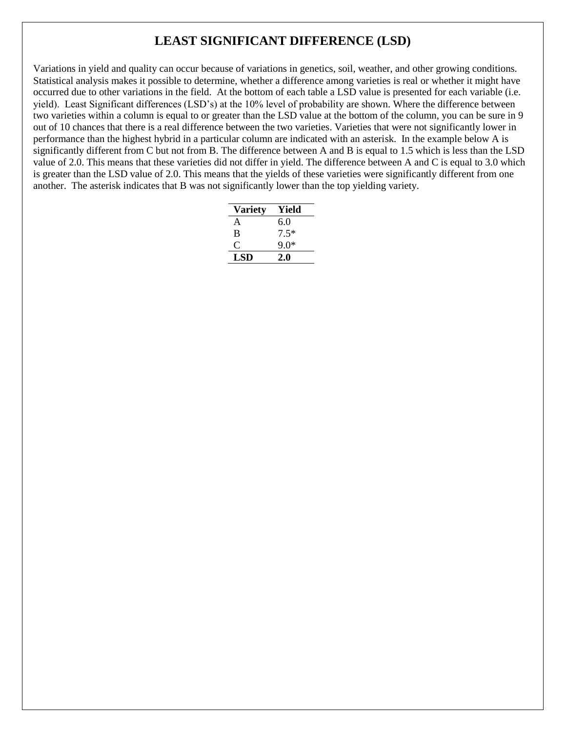# LEAST SIGNIFICANT DIFFERENCE (LSD)

Variations in yield and quality can occur because of variations in genetics, soil, weather, and other growing conditions. Statistical analysis makes it possible to determine, whether a difference among varieties is real or whether it might have occurred due to other variations in the field. At the bottom of each table a LSD value is presented for each variable (i.e. yield). Least Significant differences (LSD's) at the 10% level of probability are shown. Where the difference between two varieties within a column is equal to or greater than the LSD value at the bottom of the column, you can be sure in 9 out of 10 chances that there is a real difference between the two varieties. Varieties that were not significantly lower in performance than the highest hybrid in a particular column are indicated with an asterisk. In the example below A is significantly different from C but not from B. The difference between A and B is equal to 1.5 which is less than the LSD value of 2.0. This means that these varieties did not differ in yield. The difference between A and C is equal to 3.0 which is greater than the LSD value of 2.0. This means that the yields of these varieties were significantly different from one another. The asterisk indicates that B was not significantly lower than the top yielding variety.

| Variety | Yield |
|---|---|
| A | 6.0 |
| B | 7.5* |
| C | 9.0* |
| **LSD** | **2.0** |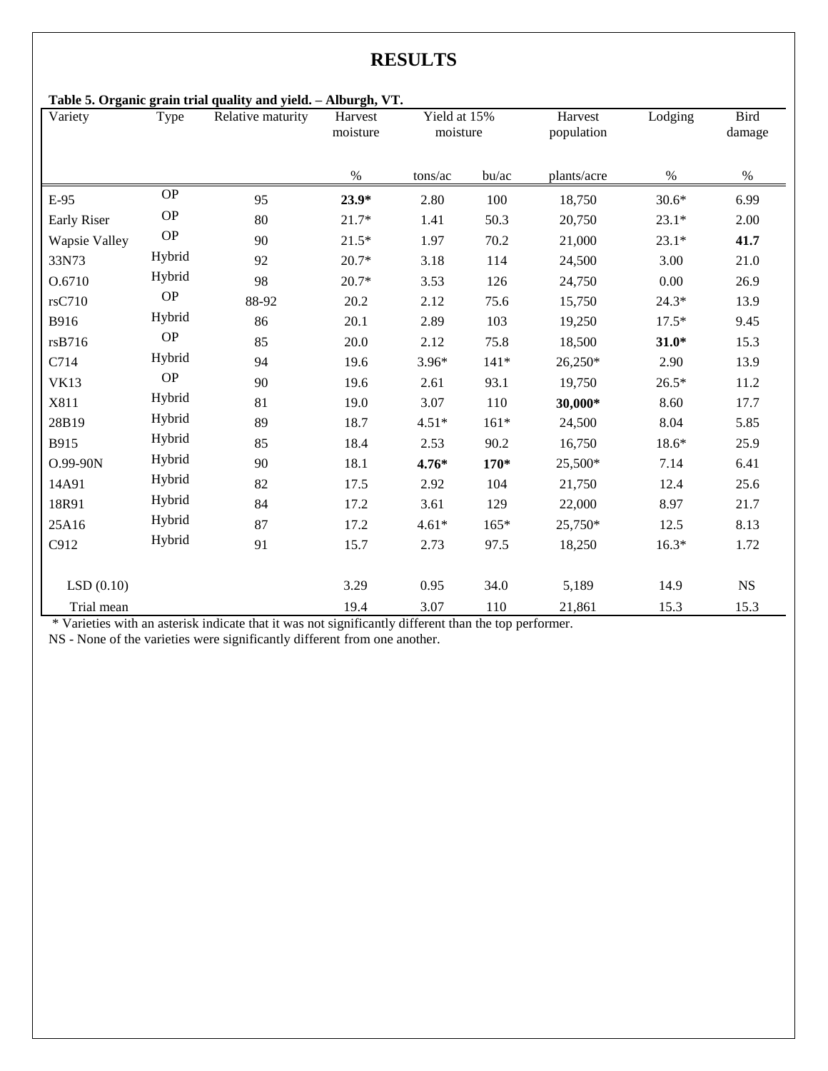# RESULTS

**Table 5. Organic grain trial quality and yield. – Alburgh, VT.**

| Variety | Type | Relative maturity | Harvest moisture | Yield at 15% moisture | | Harvest population | Lodging | Bird damage |
|---|---|---|---|---|---|---|---|---|
| | | | % | tons/ac | bu/ac | plants/acre | % | % |
| E-95 | OP | 95 | **23.9*** | 2.80 | 100 | 18,750 | 30.6* | 6.99 |
| Early Riser | OP | 80 | 21.7* | 1.41 | 50.3 | 20,750 | 23.1* | 2.00 |
| Wapsie Valley | OP | 90 | 21.5* | 1.97 | 70.2 | 21,000 | 23.1* | **41.7** |
| 33N73 | Hybrid | 92 | 20.7* | 3.18 | 114 | 24,500 | 3.00 | 21.0 |
| O.6710 | Hybrid | 98 | 20.7* | 3.53 | 126 | 24,750 | 0.00 | 26.9 |
| rsC710 | OP | 88-92 | 20.2 | 2.12 | 75.6 | 15,750 | 24.3* | 13.9 |
| B916 | Hybrid | 86 | 20.1 | 2.89 | 103 | 19,250 | 17.5* | 9.45 |
| rsB716 | OP | 85 | 20.0 | 2.12 | 75.8 | 18,500 | **31.0*** | 15.3 |
| C714 | Hybrid | 94 | 19.6 | 3.96* | 141* | 26,250* | 2.90 | 13.9 |
| VK13 | OP | 90 | 19.6 | 2.61 | 93.1 | 19,750 | 26.5* | 11.2 |
| X811 | Hybrid | 81 | 19.0 | 3.07 | 110 | **30,000*** | 8.60 | 17.7 |
| 28B19 | Hybrid | 89 | 18.7 | 4.51* | 161* | 24,500 | 8.04 | 5.85 |
| B915 | Hybrid | 85 | 18.4 | 2.53 | 90.2 | 16,750 | 18.6* | 25.9 |
| O.99-90N | Hybrid | 90 | 18.1 | **4.76*** | **170*** | 25,500* | 7.14 | 6.41 |
| 14A91 | Hybrid | 82 | 17.5 | 2.92 | 104 | 21,750 | 12.4 | 25.6 |
| 18R91 | Hybrid | 84 | 17.2 | 3.61 | 129 | 22,000 | 8.97 | 21.7 |
| 25A16 | Hybrid | 87 | 17.2 | 4.61* | 165* | 25,750* | 12.5 | 8.13 |
| C912 | Hybrid | 91 | 15.7 | 2.73 | 97.5 | 18,250 | 16.3* | 1.72 |
| LSD (0.10) | | | 3.29 | 0.95 | 34.0 | 5,189 | 14.9 | NS |
| Trial mean | | | 19.4 | 3.07 | 110 | 21,861 | 15.3 | 15.3 |

\* Varieties with an asterisk indicate that it was not significantly different than the top performer.

NS - None of the varieties were significantly different from one another.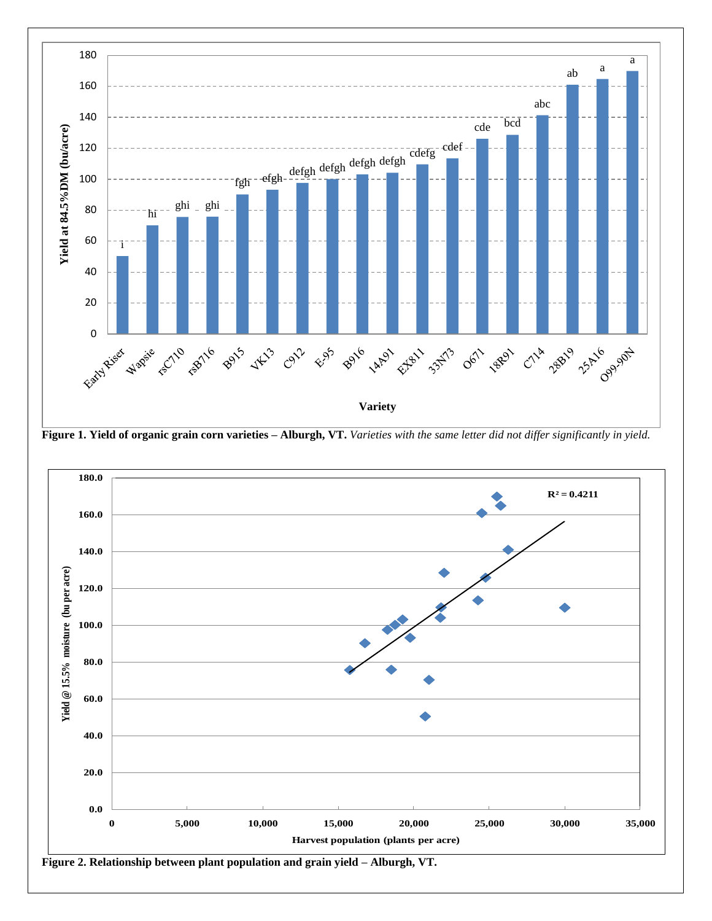**Figure 1. Yield of organic grain corn varieties – Alburgh, VT.** *Varieties with the same letter did not differ significantly in yield.*

**Figure 2. Relationship between plant population and grain yield – Alburgh, VT.**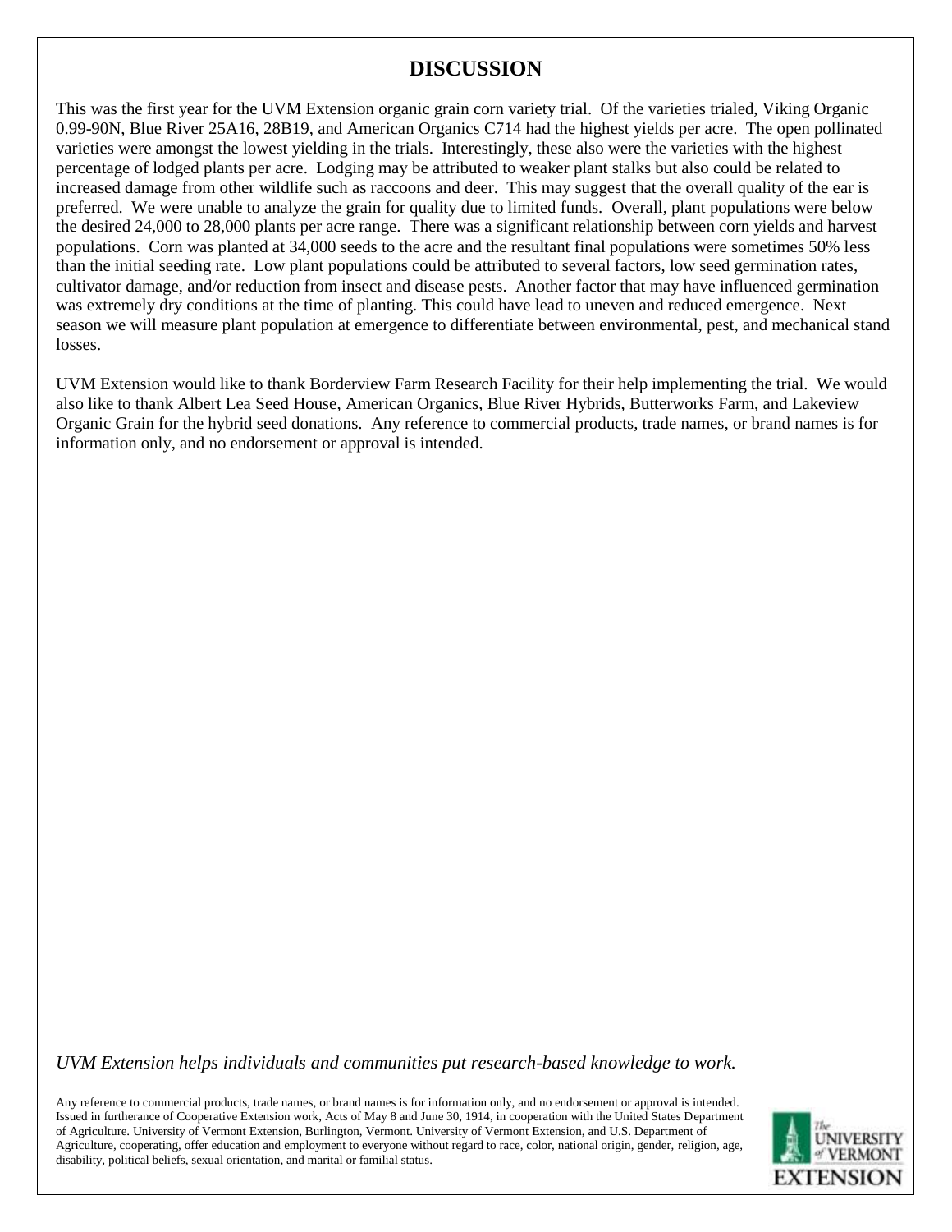## DISCUSSION

This was the first year for the UVM Extension organic grain corn variety trial. Of the varieties trialed, Viking Organic 0.99-90N, Blue River 25A16, 28B19, and American Organics C714 had the highest yields per acre. The open pollinated varieties were amongst the lowest yielding in the trials. Interestingly, these also were the varieties with the highest percentage of lodged plants per acre. Lodging may be attributed to weaker plant stalks but also could be related to increased damage from other wildlife such as raccoons and deer. This may suggest that the overall quality of the ear is preferred. We were unable to analyze the grain for quality due to limited funds. Overall, plant populations were below the desired 24,000 to 28,000 plants per acre range. There was a significant relationship between corn yields and harvest populations. Corn was planted at 34,000 seeds to the acre and the resultant final populations were sometimes 50% less than the initial seeding rate. Low plant populations could be attributed to several factors, low seed germination rates, cultivator damage, and/or reduction from insect and disease pests. Another factor that may have influenced germination was extremely dry conditions at the time of planting. This could have lead to uneven and reduced emergence. Next season we will measure plant population at emergence to differentiate between environmental, pest, and mechanical stand losses.

UVM Extension would like to thank Borderview Farm Research Facility for their help implementing the trial. We would also like to thank Albert Lea Seed House, American Organics, Blue River Hybrids, Butterworks Farm, and Lakeview Organic Grain for the hybrid seed donations. Any reference to commercial products, trade names, or brand names is for information only, and no endorsement or approval is intended.

*UVM Extension helps individuals and communities put research-based knowledge to work.*

Any reference to commercial products, trade names, or brand names is for information only, and no endorsement or approval is intended. Issued in furtherance of Cooperative Extension work, Acts of May 8 and June 30, 1914, in cooperation with the United States Department of Agriculture. University of Vermont Extension, Burlington, Vermont. University of Vermont Extension, and U.S. Department of Agriculture, cooperating, offer education and employment to everyone without regard to race, color, national origin, gender, religion, age, disability, political beliefs, sexual orientation, and marital or familial status.

The University of Vermont EXTENSION